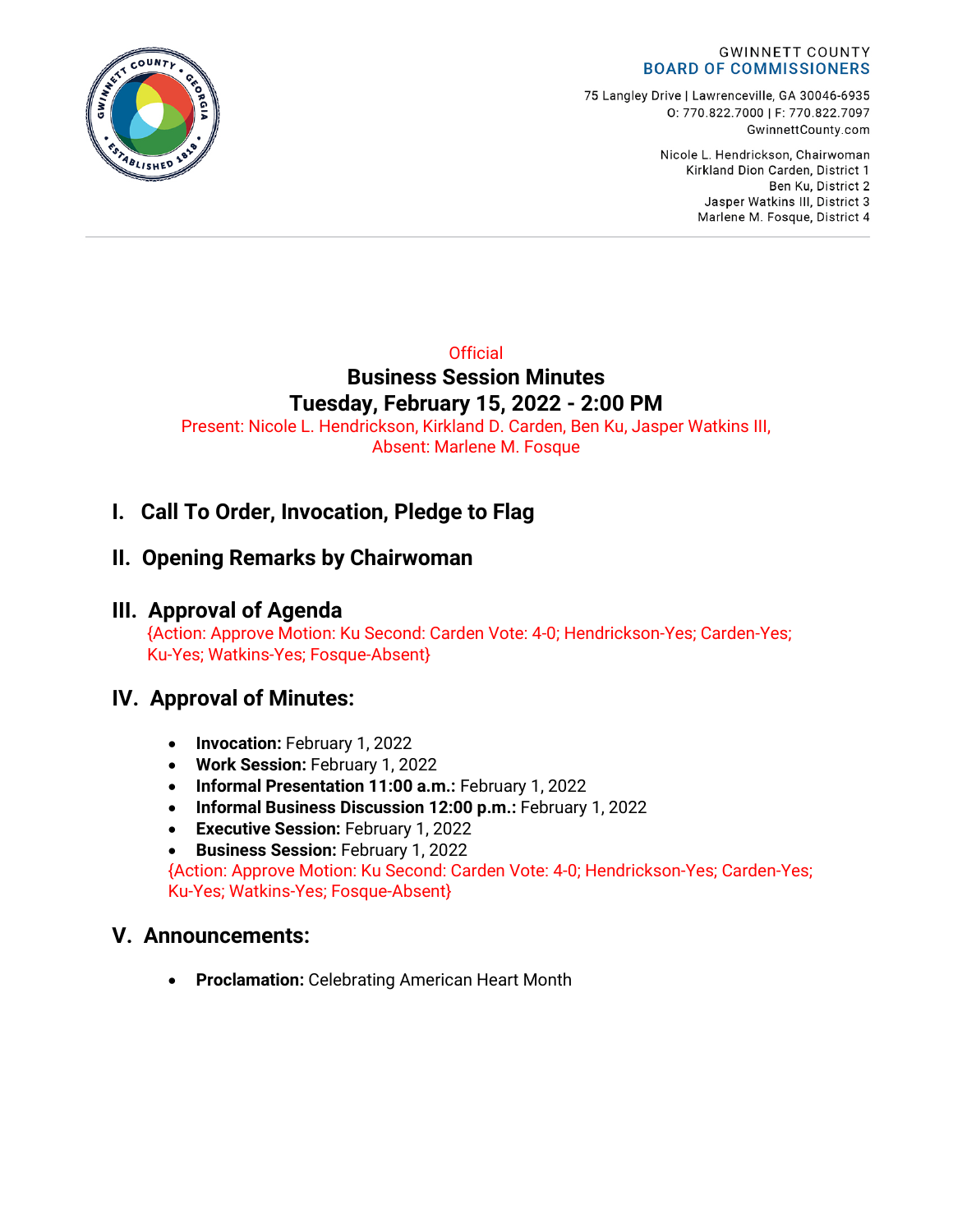GWINNETT COUNTY
**BOARD OF COMMISSIONERS**

75 Langley Drive | Lawrenceville, GA 30046-6935
O: 770.822.7000 | F: 770.822.7097
GwinnettCounty.com

Nicole L. Hendrickson, Chairwoman
Kirkland Dion Carden, District 1
Ben Ku, District 2
Jasper Watkins III, District 3
Marlene M. Fosque, District 4

Official

# Business Session Minutes
# Tuesday, February 15, 2022 - 2:00 PM

Present: Nicole L. Hendrickson, Kirkland D. Carden, Ben Ku, Jasper Watkins III,
Absent: Marlene M. Fosque

## I. Call To Order, Invocation, Pledge to Flag

## II. Opening Remarks by Chairwoman

## III. Approval of Agenda

{Action: Approve Motion: Ku Second: Carden Vote: 4-0; Hendrickson-Yes; Carden-Yes; Ku-Yes; Watkins-Yes; Fosque-Absent}

## IV. Approval of Minutes:

- **Invocation:** February 1, 2022
- **Work Session:** February 1, 2022
- **Informal Presentation 11:00 a.m.:** February 1, 2022
- **Informal Business Discussion 12:00 p.m.:** February 1, 2022
- **Executive Session:** February 1, 2022
- **Business Session:** February 1, 2022

{Action: Approve Motion: Ku Second: Carden Vote: 4-0; Hendrickson-Yes; Carden-Yes; Ku-Yes; Watkins-Yes; Fosque-Absent}

## V. Announcements:

- **Proclamation:** Celebrating American Heart Month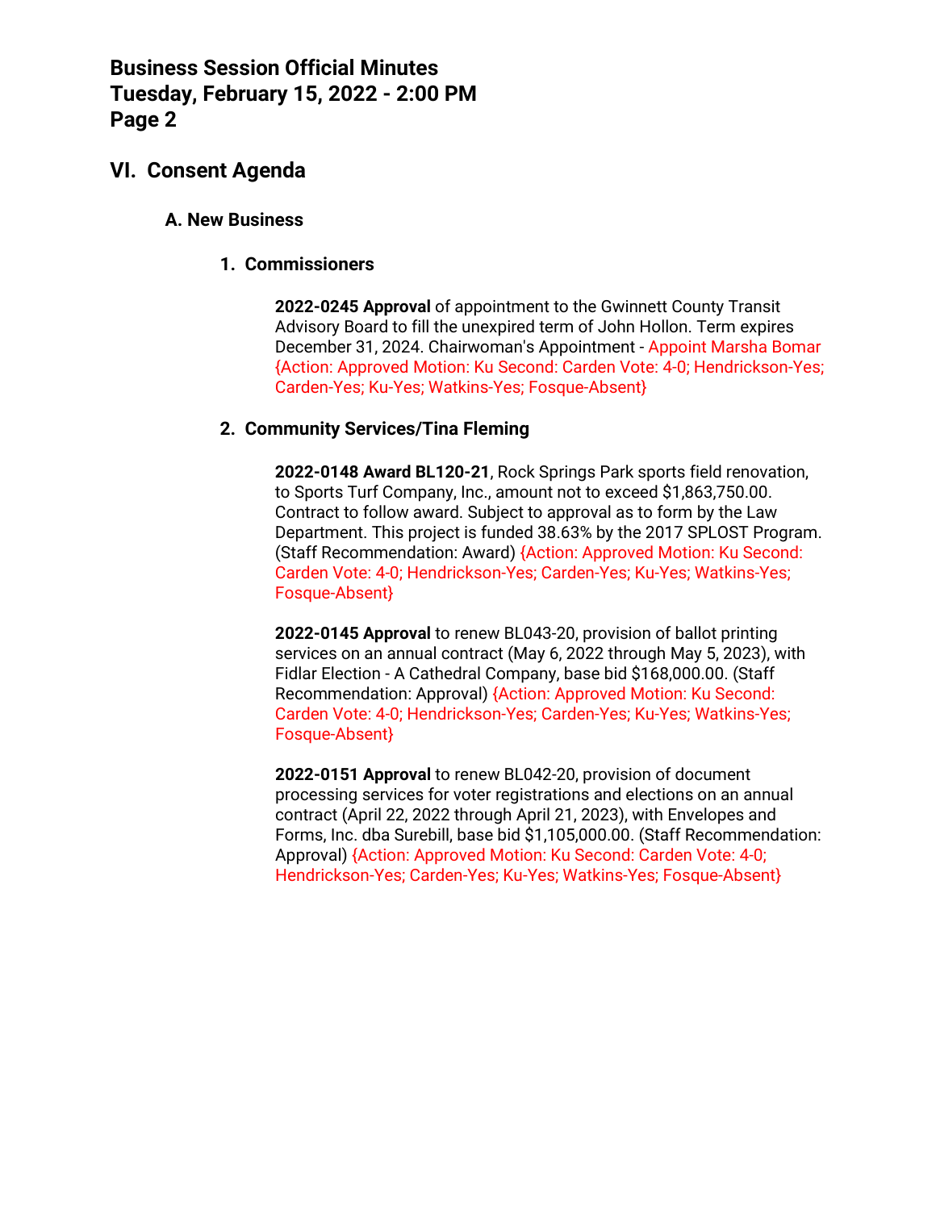## VI. Consent Agenda

### A. New Business

#### 1. Commissioners

**2022-0245 Approval** of appointment to the Gwinnett County Transit Advisory Board to fill the unexpired term of John Hollon. Term expires December 31, 2024. Chairwoman's Appointment - Appoint Marsha Bomar {Action: Approved Motion: Ku Second: Carden Vote: 4-0; Hendrickson-Yes; Carden-Yes; Ku-Yes; Watkins-Yes; Fosque-Absent}

#### 2. Community Services/Tina Fleming

**2022-0148 Award BL120-21**, Rock Springs Park sports field renovation, to Sports Turf Company, Inc., amount not to exceed $1,863,750.00. Contract to follow award. Subject to approval as to form by the Law Department. This project is funded 38.63% by the 2017 SPLOST Program. (Staff Recommendation: Award) {Action: Approved Motion: Ku Second: Carden Vote: 4-0; Hendrickson-Yes; Carden-Yes; Ku-Yes; Watkins-Yes; Fosque-Absent}

**2022-0145 Approval** to renew BL043-20, provision of ballot printing services on an annual contract (May 6, 2022 through May 5, 2023), with Fidlar Election - A Cathedral Company, base bid $168,000.00. (Staff Recommendation: Approval) {Action: Approved Motion: Ku Second: Carden Vote: 4-0; Hendrickson-Yes; Carden-Yes; Ku-Yes; Watkins-Yes; Fosque-Absent}

**2022-0151 Approval** to renew BL042-20, provision of document processing services for voter registrations and elections on an annual contract (April 22, 2022 through April 21, 2023), with Envelopes and Forms, Inc. dba Surebill, base bid $1,105,000.00. (Staff Recommendation: Approval) {Action: Approved Motion: Ku Second: Carden Vote: 4-0; Hendrickson-Yes; Carden-Yes; Ku-Yes; Watkins-Yes; Fosque-Absent}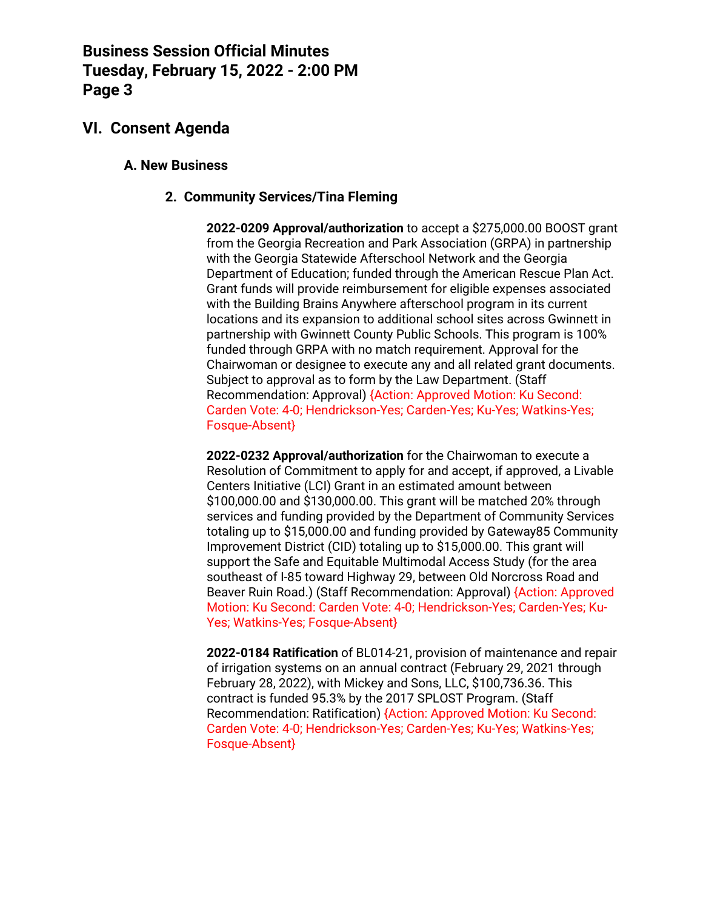## VI. Consent Agenda

### A. New Business

#### 2. Community Services/Tina Fleming

**2022-0209 Approval/authorization** to accept a $275,000.00 BOOST grant from the Georgia Recreation and Park Association (GRPA) in partnership with the Georgia Statewide Afterschool Network and the Georgia Department of Education; funded through the American Rescue Plan Act. Grant funds will provide reimbursement for eligible expenses associated with the Building Brains Anywhere afterschool program in its current locations and its expansion to additional school sites across Gwinnett in partnership with Gwinnett County Public Schools. This program is 100% funded through GRPA with no match requirement. Approval for the Chairwoman or designee to execute any and all related grant documents. Subject to approval as to form by the Law Department. (Staff Recommendation: Approval) {Action: Approved Motion: Ku Second: Carden Vote: 4-0; Hendrickson-Yes; Carden-Yes; Ku-Yes; Watkins-Yes; Fosque-Absent}

**2022-0232 Approval/authorization** for the Chairwoman to execute a Resolution of Commitment to apply for and accept, if approved, a Livable Centers Initiative (LCI) Grant in an estimated amount between $100,000.00 and $130,000.00. This grant will be matched 20% through services and funding provided by the Department of Community Services totaling up to $15,000.00 and funding provided by Gateway85 Community Improvement District (CID) totaling up to $15,000.00. This grant will support the Safe and Equitable Multimodal Access Study (for the area southeast of I-85 toward Highway 29, between Old Norcross Road and Beaver Ruin Road.) (Staff Recommendation: Approval) {Action: Approved Motion: Ku Second: Carden Vote: 4-0; Hendrickson-Yes; Carden-Yes; Ku-Yes; Watkins-Yes; Fosque-Absent}

**2022-0184 Ratification** of BL014-21, provision of maintenance and repair of irrigation systems on an annual contract (February 29, 2021 through February 28, 2022), with Mickey and Sons, LLC, $100,736.36. This contract is funded 95.3% by the 2017 SPLOST Program. (Staff Recommendation: Ratification) {Action: Approved Motion: Ku Second: Carden Vote: 4-0; Hendrickson-Yes; Carden-Yes; Ku-Yes; Watkins-Yes; Fosque-Absent}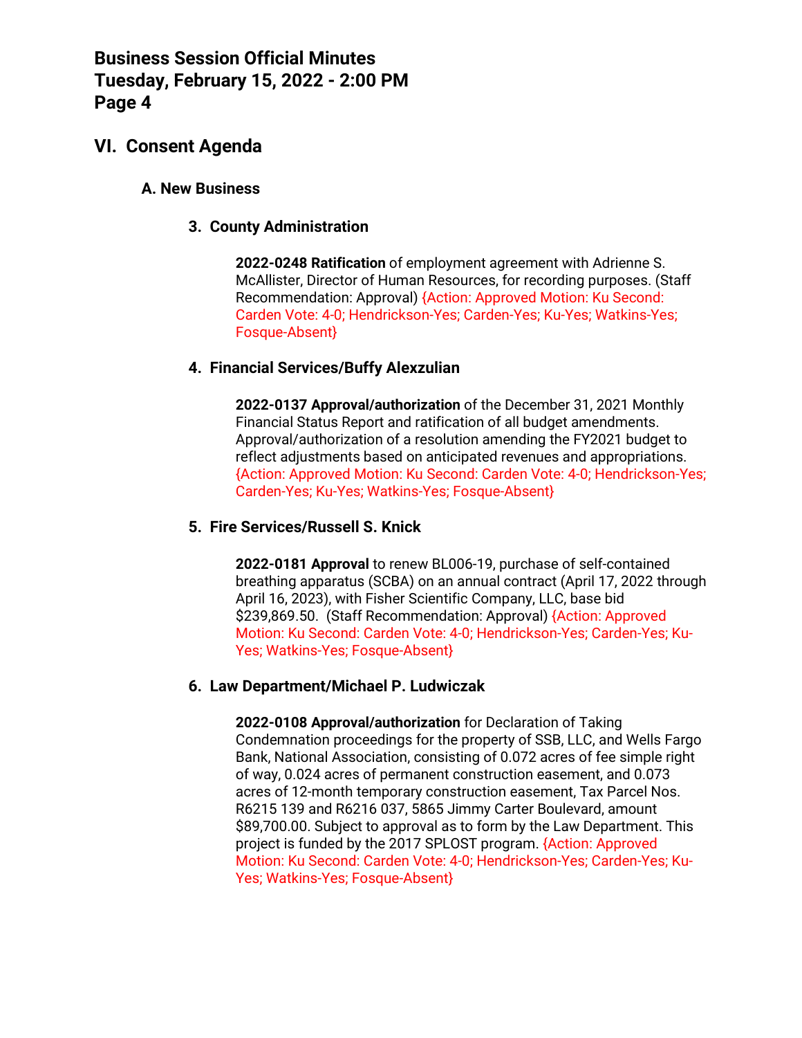# VI. Consent Agenda

## A. New Business

### 3. County Administration

**2022-0248 Ratification** of employment agreement with Adrienne S. McAllister, Director of Human Resources, for recording purposes. (Staff Recommendation: Approval) {Action: Approved Motion: Ku Second: Carden Vote: 4-0; Hendrickson-Yes; Carden-Yes; Ku-Yes; Watkins-Yes; Fosque-Absent}

### 4. Financial Services/Buffy Alexzulian

**2022-0137 Approval/authorization** of the December 31, 2021 Monthly Financial Status Report and ratification of all budget amendments. Approval/authorization of a resolution amending the FY2021 budget to reflect adjustments based on anticipated revenues and appropriations. {Action: Approved Motion: Ku Second: Carden Vote: 4-0; Hendrickson-Yes; Carden-Yes; Ku-Yes; Watkins-Yes; Fosque-Absent}

### 5. Fire Services/Russell S. Knick

**2022-0181 Approval** to renew BL006-19, purchase of self-contained breathing apparatus (SCBA) on an annual contract (April 17, 2022 through April 16, 2023), with Fisher Scientific Company, LLC, base bid $239,869.50. (Staff Recommendation: Approval) {Action: Approved Motion: Ku Second: Carden Vote: 4-0; Hendrickson-Yes; Carden-Yes; Ku-Yes; Watkins-Yes; Fosque-Absent}

### 6. Law Department/Michael P. Ludwiczak

**2022-0108 Approval/authorization** for Declaration of Taking Condemnation proceedings for the property of SSB, LLC, and Wells Fargo Bank, National Association, consisting of 0.072 acres of fee simple right of way, 0.024 acres of permanent construction easement, and 0.073 acres of 12-month temporary construction easement, Tax Parcel Nos. R6215 139 and R6216 037, 5865 Jimmy Carter Boulevard, amount $89,700.00. Subject to approval as to form by the Law Department. This project is funded by the 2017 SPLOST program. {Action: Approved Motion: Ku Second: Carden Vote: 4-0; Hendrickson-Yes; Carden-Yes; Ku-Yes; Watkins-Yes; Fosque-Absent}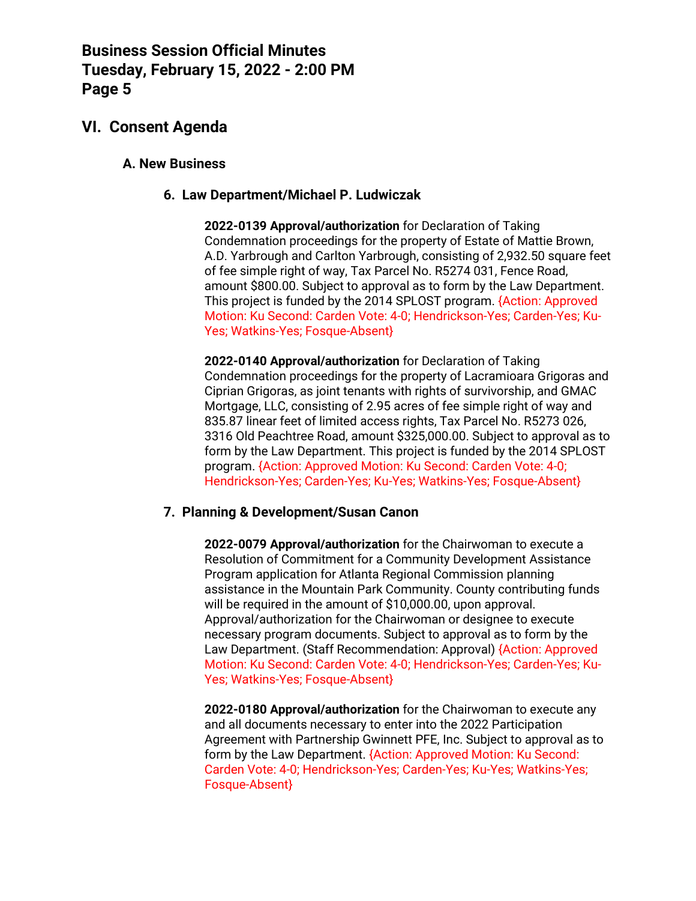## VI. Consent Agenda

### A. New Business

#### 6. Law Department/Michael P. Ludwiczak

**2022-0139 Approval/authorization** for Declaration of Taking Condemnation proceedings for the property of Estate of Mattie Brown, A.D. Yarbrough and Carlton Yarbrough, consisting of 2,932.50 square feet of fee simple right of way, Tax Parcel No. R5274 031, Fence Road, amount $800.00. Subject to approval as to form by the Law Department. This project is funded by the 2014 SPLOST program. {Action: Approved Motion: Ku Second: Carden Vote: 4-0; Hendrickson-Yes; Carden-Yes; Ku-Yes; Watkins-Yes; Fosque-Absent}

**2022-0140 Approval/authorization** for Declaration of Taking Condemnation proceedings for the property of Lacramioara Grigoras and Ciprian Grigoras, as joint tenants with rights of survivorship, and GMAC Mortgage, LLC, consisting of 2.95 acres of fee simple right of way and 835.87 linear feet of limited access rights, Tax Parcel No. R5273 026, 3316 Old Peachtree Road, amount $325,000.00. Subject to approval as to form by the Law Department. This project is funded by the 2014 SPLOST program. {Action: Approved Motion: Ku Second: Carden Vote: 4-0; Hendrickson-Yes; Carden-Yes; Ku-Yes; Watkins-Yes; Fosque-Absent}

#### 7. Planning & Development/Susan Canon

**2022-0079 Approval/authorization** for the Chairwoman to execute a Resolution of Commitment for a Community Development Assistance Program application for Atlanta Regional Commission planning assistance in the Mountain Park Community. County contributing funds will be required in the amount of $10,000.00, upon approval. Approval/authorization for the Chairwoman or designee to execute necessary program documents. Subject to approval as to form by the Law Department. (Staff Recommendation: Approval) {Action: Approved Motion: Ku Second: Carden Vote: 4-0; Hendrickson-Yes; Carden-Yes; Ku-Yes; Watkins-Yes; Fosque-Absent}

**2022-0180 Approval/authorization** for the Chairwoman to execute any and all documents necessary to enter into the 2022 Participation Agreement with Partnership Gwinnett PFE, Inc. Subject to approval as to form by the Law Department. {Action: Approved Motion: Ku Second: Carden Vote: 4-0; Hendrickson-Yes; Carden-Yes; Ku-Yes; Watkins-Yes; Fosque-Absent}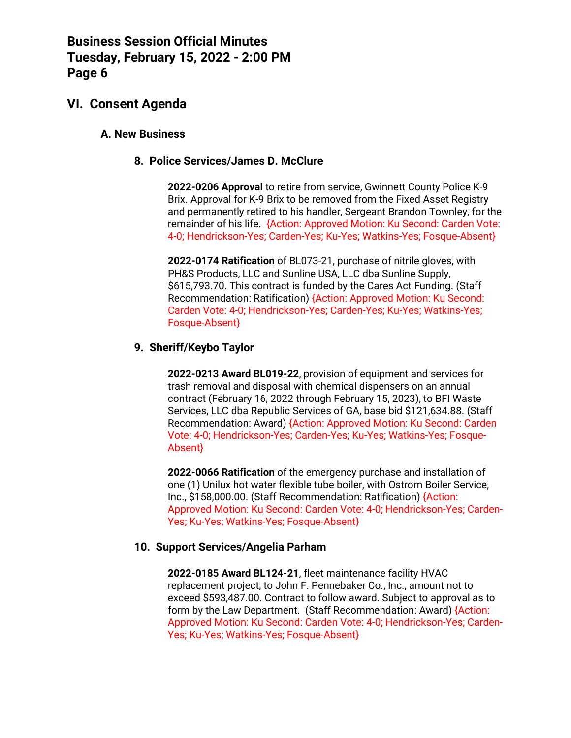## VI. Consent Agenda

### A. New Business

#### 8. Police Services/James D. McClure

**2022-0206 Approval** to retire from service, Gwinnett County Police K-9 Brix. Approval for K-9 Brix to be removed from the Fixed Asset Registry and permanently retired to his handler, Sergeant Brandon Townley, for the remainder of his life. {Action: Approved Motion: Ku Second: Carden Vote: 4-0; Hendrickson-Yes; Carden-Yes; Ku-Yes; Watkins-Yes; Fosque-Absent}

**2022-0174 Ratification** of BL073-21, purchase of nitrile gloves, with PH&S Products, LLC and Sunline USA, LLC dba Sunline Supply, $615,793.70. This contract is funded by the Cares Act Funding. (Staff Recommendation: Ratification) {Action: Approved Motion: Ku Second: Carden Vote: 4-0; Hendrickson-Yes; Carden-Yes; Ku-Yes; Watkins-Yes; Fosque-Absent}

#### 9. Sheriff/Keybo Taylor

**2022-0213 Award BL019-22**, provision of equipment and services for trash removal and disposal with chemical dispensers on an annual contract (February 16, 2022 through February 15, 2023), to BFI Waste Services, LLC dba Republic Services of GA, base bid $121,634.88. (Staff Recommendation: Award) {Action: Approved Motion: Ku Second: Carden Vote: 4-0; Hendrickson-Yes; Carden-Yes; Ku-Yes; Watkins-Yes; Fosque-Absent}

**2022-0066 Ratification** of the emergency purchase and installation of one (1) Unilux hot water flexible tube boiler, with Ostrom Boiler Service, Inc., $158,000.00. (Staff Recommendation: Ratification) {Action: Approved Motion: Ku Second: Carden Vote: 4-0; Hendrickson-Yes; Carden-Yes; Ku-Yes; Watkins-Yes; Fosque-Absent}

#### 10. Support Services/Angelia Parham

**2022-0185 Award BL124-21**, fleet maintenance facility HVAC replacement project, to John F. Pennebaker Co., Inc., amount not to exceed $593,487.00. Contract to follow award. Subject to approval as to form by the Law Department. (Staff Recommendation: Award) {Action: Approved Motion: Ku Second: Carden Vote: 4-0; Hendrickson-Yes; Carden-Yes; Ku-Yes; Watkins-Yes; Fosque-Absent}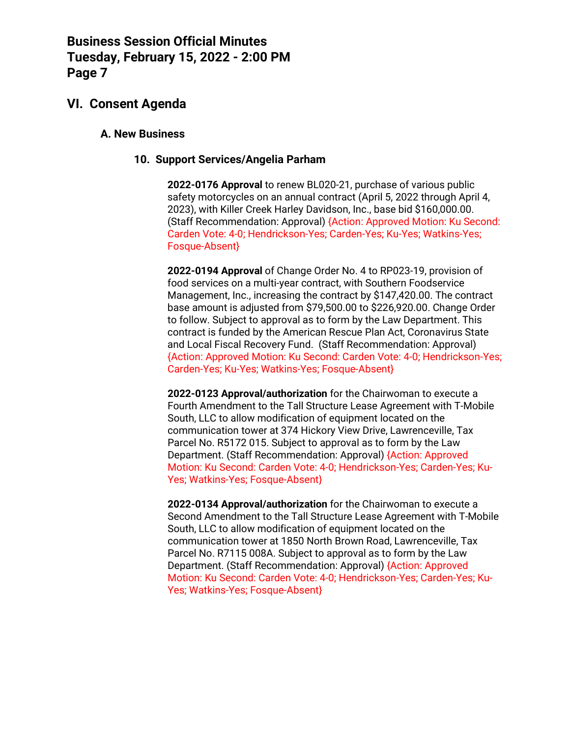## VI. Consent Agenda

### A. New Business

#### 10. Support Services/Angelia Parham

**2022-0176 Approval** to renew BL020-21, purchase of various public safety motorcycles on an annual contract (April 5, 2022 through April 4, 2023), with Killer Creek Harley Davidson, Inc., base bid $160,000.00. (Staff Recommendation: Approval) {Action: Approved Motion: Ku Second: Carden Vote: 4-0; Hendrickson-Yes; Carden-Yes; Ku-Yes; Watkins-Yes; Fosque-Absent}

**2022-0194 Approval** of Change Order No. 4 to RP023-19, provision of food services on a multi-year contract, with Southern Foodservice Management, Inc., increasing the contract by $147,420.00. The contract base amount is adjusted from $79,500.00 to $226,920.00. Change Order to follow. Subject to approval as to form by the Law Department. This contract is funded by the American Rescue Plan Act, Coronavirus State and Local Fiscal Recovery Fund. (Staff Recommendation: Approval) {Action: Approved Motion: Ku Second: Carden Vote: 4-0; Hendrickson-Yes; Carden-Yes; Ku-Yes; Watkins-Yes; Fosque-Absent}

**2022-0123 Approval/authorization** for the Chairwoman to execute a Fourth Amendment to the Tall Structure Lease Agreement with T-Mobile South, LLC to allow modification of equipment located on the communication tower at 374 Hickory View Drive, Lawrenceville, Tax Parcel No. R5172 015. Subject to approval as to form by the Law Department. (Staff Recommendation: Approval) {Action: Approved Motion: Ku Second: Carden Vote: 4-0; Hendrickson-Yes; Carden-Yes; Ku-Yes; Watkins-Yes; Fosque-Absent}

**2022-0134 Approval/authorization** for the Chairwoman to execute a Second Amendment to the Tall Structure Lease Agreement with T-Mobile South, LLC to allow modification of equipment located on the communication tower at 1850 North Brown Road, Lawrenceville, Tax Parcel No. R7115 008A. Subject to approval as to form by the Law Department. (Staff Recommendation: Approval) {Action: Approved Motion: Ku Second: Carden Vote: 4-0; Hendrickson-Yes; Carden-Yes; Ku-Yes; Watkins-Yes; Fosque-Absent}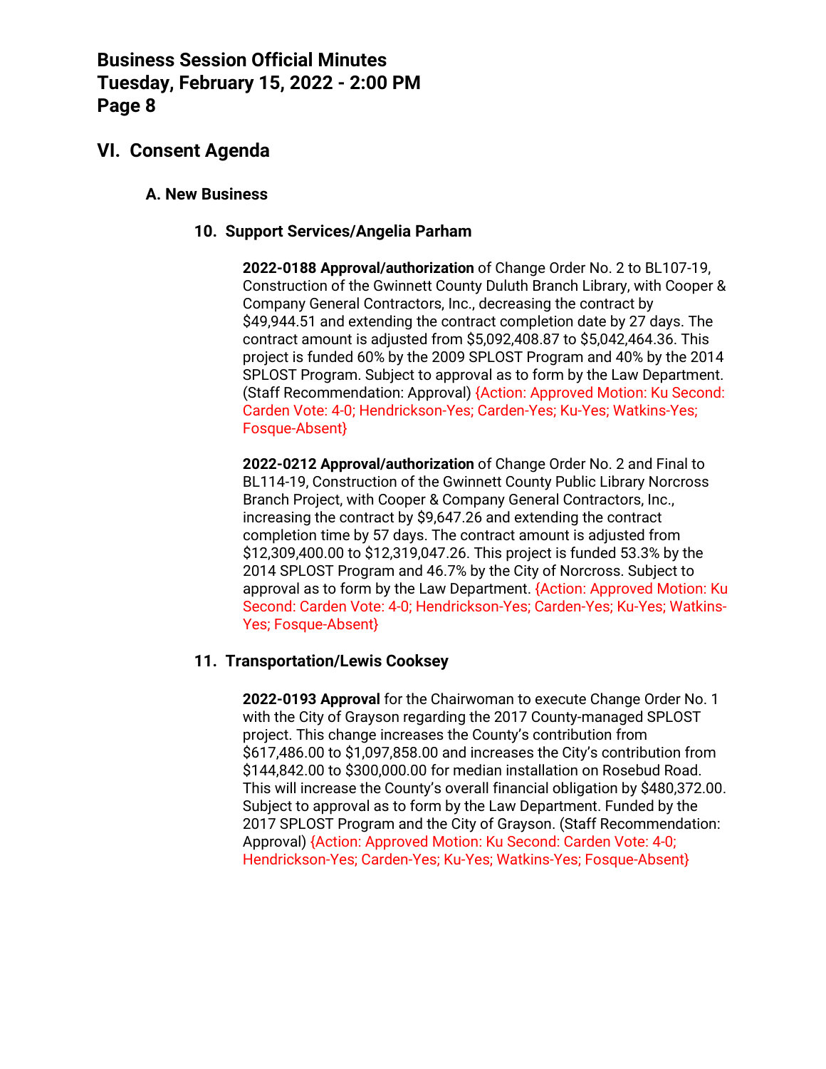## VI. Consent Agenda

### A. New Business

#### 10. Support Services/Angelia Parham

**2022-0188 Approval/authorization** of Change Order No. 2 to BL107-19, Construction of the Gwinnett County Duluth Branch Library, with Cooper & Company General Contractors, Inc., decreasing the contract by $49,944.51 and extending the contract completion date by 27 days. The contract amount is adjusted from $5,092,408.87 to $5,042,464.36. This project is funded 60% by the 2009 SPLOST Program and 40% by the 2014 SPLOST Program. Subject to approval as to form by the Law Department. (Staff Recommendation: Approval) {Action: Approved Motion: Ku Second: Carden Vote: 4-0; Hendrickson-Yes; Carden-Yes; Ku-Yes; Watkins-Yes; Fosque-Absent}

**2022-0212 Approval/authorization** of Change Order No. 2 and Final to BL114-19, Construction of the Gwinnett County Public Library Norcross Branch Project, with Cooper & Company General Contractors, Inc., increasing the contract by $9,647.26 and extending the contract completion time by 57 days. The contract amount is adjusted from $12,309,400.00 to $12,319,047.26. This project is funded 53.3% by the 2014 SPLOST Program and 46.7% by the City of Norcross. Subject to approval as to form by the Law Department. {Action: Approved Motion: Ku Second: Carden Vote: 4-0; Hendrickson-Yes; Carden-Yes; Ku-Yes; Watkins-Yes; Fosque-Absent}

#### 11. Transportation/Lewis Cooksey

**2022-0193 Approval** for the Chairwoman to execute Change Order No. 1 with the City of Grayson regarding the 2017 County-managed SPLOST project. This change increases the County's contribution from $617,486.00 to $1,097,858.00 and increases the City's contribution from $144,842.00 to $300,000.00 for median installation on Rosebud Road. This will increase the County's overall financial obligation by $480,372.00. Subject to approval as to form by the Law Department. Funded by the 2017 SPLOST Program and the City of Grayson. (Staff Recommendation: Approval) {Action: Approved Motion: Ku Second: Carden Vote: 4-0; Hendrickson-Yes; Carden-Yes; Ku-Yes; Watkins-Yes; Fosque-Absent}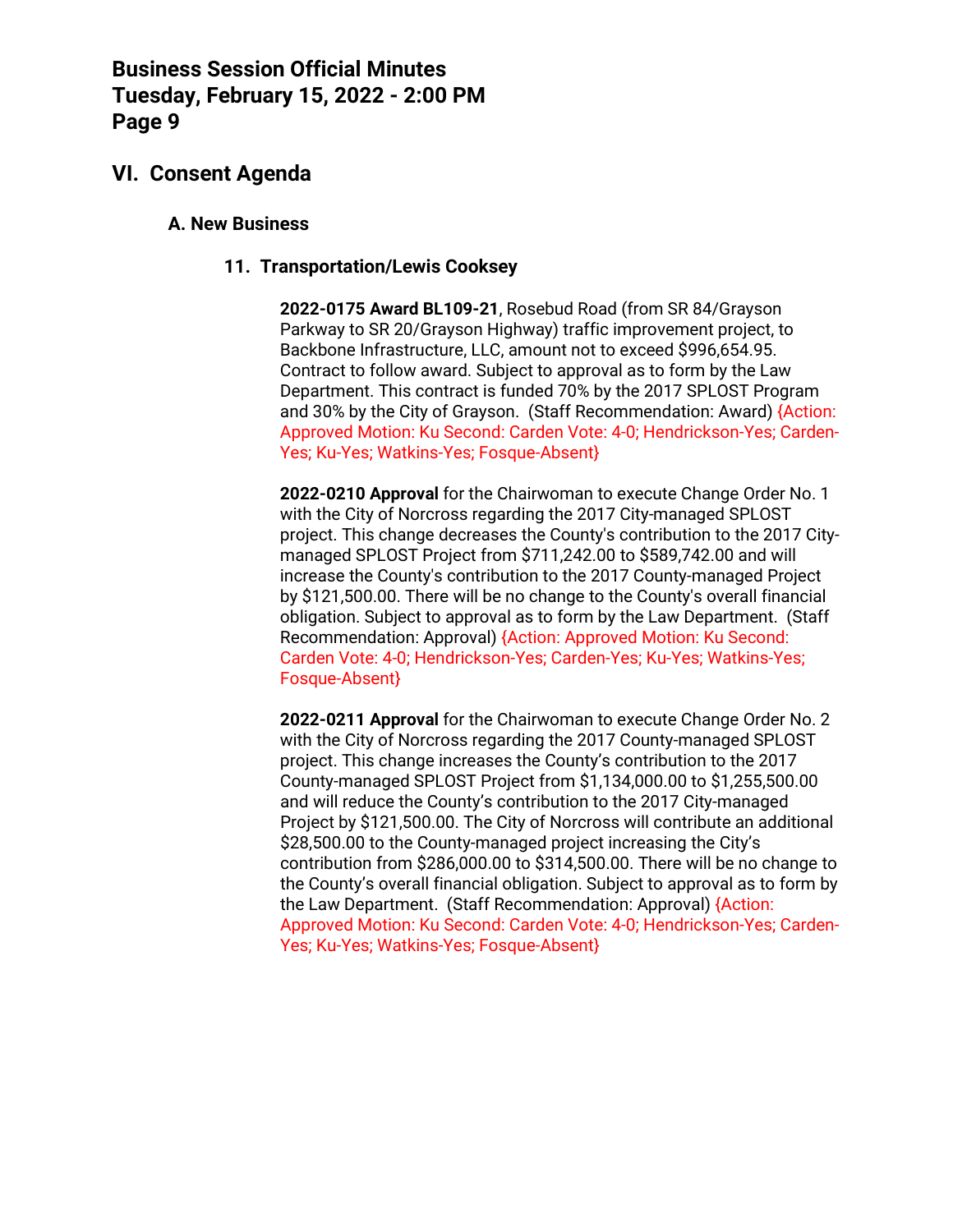## VI. Consent Agenda

### A. New Business

#### 11. Transportation/Lewis Cooksey

**2022-0175 Award BL109-21**, Rosebud Road (from SR 84/Grayson Parkway to SR 20/Grayson Highway) traffic improvement project, to Backbone Infrastructure, LLC, amount not to exceed $996,654.95. Contract to follow award. Subject to approval as to form by the Law Department. This contract is funded 70% by the 2017 SPLOST Program and 30% by the City of Grayson. (Staff Recommendation: Award) {Action: Approved Motion: Ku Second: Carden Vote: 4-0; Hendrickson-Yes; Carden-Yes; Ku-Yes; Watkins-Yes; Fosque-Absent}

**2022-0210 Approval** for the Chairwoman to execute Change Order No. 1 with the City of Norcross regarding the 2017 City-managed SPLOST project. This change decreases the County's contribution to the 2017 City-managed SPLOST Project from $711,242.00 to $589,742.00 and will increase the County's contribution to the 2017 County-managed Project by $121,500.00. There will be no change to the County's overall financial obligation. Subject to approval as to form by the Law Department. (Staff Recommendation: Approval) {Action: Approved Motion: Ku Second: Carden Vote: 4-0; Hendrickson-Yes; Carden-Yes; Ku-Yes; Watkins-Yes; Fosque-Absent}

**2022-0211 Approval** for the Chairwoman to execute Change Order No. 2 with the City of Norcross regarding the 2017 County-managed SPLOST project. This change increases the County's contribution to the 2017 County-managed SPLOST Project from $1,134,000.00 to $1,255,500.00 and will reduce the County's contribution to the 2017 City-managed Project by $121,500.00. The City of Norcross will contribute an additional $28,500.00 to the County-managed project increasing the City's contribution from $286,000.00 to $314,500.00. There will be no change to the County's overall financial obligation. Subject to approval as to form by the Law Department. (Staff Recommendation: Approval) {Action: Approved Motion: Ku Second: Carden Vote: 4-0; Hendrickson-Yes; Carden-Yes; Ku-Yes; Watkins-Yes; Fosque-Absent}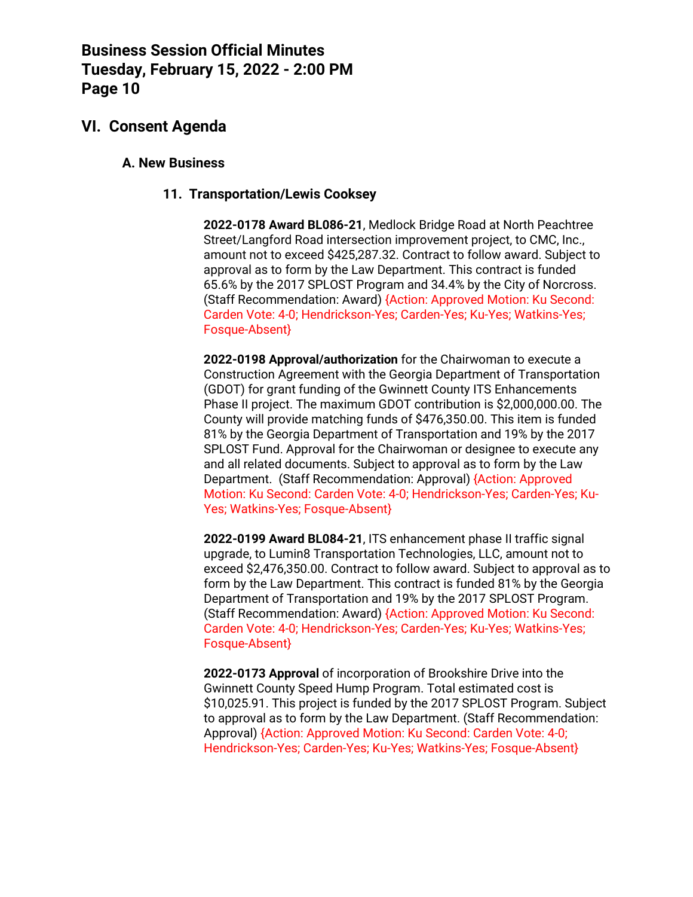## VI. Consent Agenda

### A. New Business

#### 11. Transportation/Lewis Cooksey

**2022-0178 Award BL086-21**, Medlock Bridge Road at North Peachtree Street/Langford Road intersection improvement project, to CMC, Inc., amount not to exceed $425,287.32. Contract to follow award. Subject to approval as to form by the Law Department. This contract is funded 65.6% by the 2017 SPLOST Program and 34.4% by the City of Norcross. (Staff Recommendation: Award) {Action: Approved Motion: Ku Second: Carden Vote: 4-0; Hendrickson-Yes; Carden-Yes; Ku-Yes; Watkins-Yes; Fosque-Absent}

**2022-0198 Approval/authorization** for the Chairwoman to execute a Construction Agreement with the Georgia Department of Transportation (GDOT) for grant funding of the Gwinnett County ITS Enhancements Phase II project. The maximum GDOT contribution is $2,000,000.00. The County will provide matching funds of $476,350.00. This item is funded 81% by the Georgia Department of Transportation and 19% by the 2017 SPLOST Fund. Approval for the Chairwoman or designee to execute any and all related documents. Subject to approval as to form by the Law Department. (Staff Recommendation: Approval) {Action: Approved Motion: Ku Second: Carden Vote: 4-0; Hendrickson-Yes; Carden-Yes; Ku-Yes; Watkins-Yes; Fosque-Absent}

**2022-0199 Award BL084-21**, ITS enhancement phase II traffic signal upgrade, to Lumin8 Transportation Technologies, LLC, amount not to exceed $2,476,350.00. Contract to follow award. Subject to approval as to form by the Law Department. This contract is funded 81% by the Georgia Department of Transportation and 19% by the 2017 SPLOST Program. (Staff Recommendation: Award) {Action: Approved Motion: Ku Second: Carden Vote: 4-0; Hendrickson-Yes; Carden-Yes; Ku-Yes; Watkins-Yes; Fosque-Absent}

**2022-0173 Approval** of incorporation of Brookshire Drive into the Gwinnett County Speed Hump Program. Total estimated cost is $10,025.91. This project is funded by the 2017 SPLOST Program. Subject to approval as to form by the Law Department. (Staff Recommendation: Approval) {Action: Approved Motion: Ku Second: Carden Vote: 4-0; Hendrickson-Yes; Carden-Yes; Ku-Yes; Watkins-Yes; Fosque-Absent}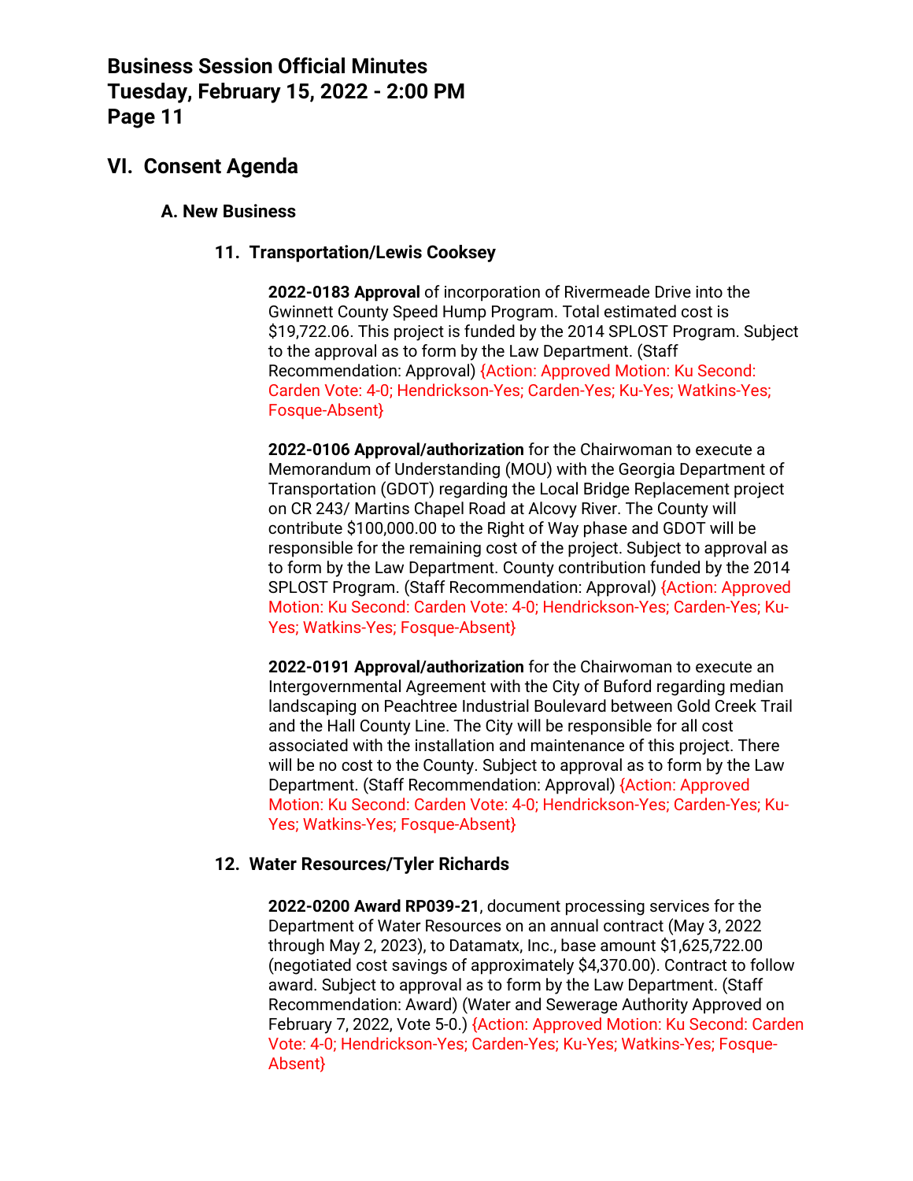## VI. Consent Agenda

### A. New Business

#### 11. Transportation/Lewis Cooksey

**2022-0183 Approval** of incorporation of Rivermeade Drive into the Gwinnett County Speed Hump Program. Total estimated cost is $19,722.06. This project is funded by the 2014 SPLOST Program. Subject to the approval as to form by the Law Department. (Staff Recommendation: Approval) {Action: Approved Motion: Ku Second: Carden Vote: 4-0; Hendrickson-Yes; Carden-Yes; Ku-Yes; Watkins-Yes; Fosque-Absent}

**2022-0106 Approval/authorization** for the Chairwoman to execute a Memorandum of Understanding (MOU) with the Georgia Department of Transportation (GDOT) regarding the Local Bridge Replacement project on CR 243/ Martins Chapel Road at Alcovy River. The County will contribute $100,000.00 to the Right of Way phase and GDOT will be responsible for the remaining cost of the project. Subject to approval as to form by the Law Department. County contribution funded by the 2014 SPLOST Program. (Staff Recommendation: Approval) {Action: Approved Motion: Ku Second: Carden Vote: 4-0; Hendrickson-Yes; Carden-Yes; Ku-Yes; Watkins-Yes; Fosque-Absent}

**2022-0191 Approval/authorization** for the Chairwoman to execute an Intergovernmental Agreement with the City of Buford regarding median landscaping on Peachtree Industrial Boulevard between Gold Creek Trail and the Hall County Line. The City will be responsible for all cost associated with the installation and maintenance of this project. There will be no cost to the County. Subject to approval as to form by the Law Department. (Staff Recommendation: Approval) {Action: Approved Motion: Ku Second: Carden Vote: 4-0; Hendrickson-Yes; Carden-Yes; Ku-Yes; Watkins-Yes; Fosque-Absent}

#### 12. Water Resources/Tyler Richards

**2022-0200 Award RP039-21**, document processing services for the Department of Water Resources on an annual contract (May 3, 2022 through May 2, 2023), to Datamatx, Inc., base amount $1,625,722.00 (negotiated cost savings of approximately $4,370.00). Contract to follow award. Subject to approval as to form by the Law Department. (Staff Recommendation: Award) (Water and Sewerage Authority Approved on February 7, 2022, Vote 5-0.) {Action: Approved Motion: Ku Second: Carden Vote: 4-0; Hendrickson-Yes; Carden-Yes; Ku-Yes; Watkins-Yes; Fosque-Absent}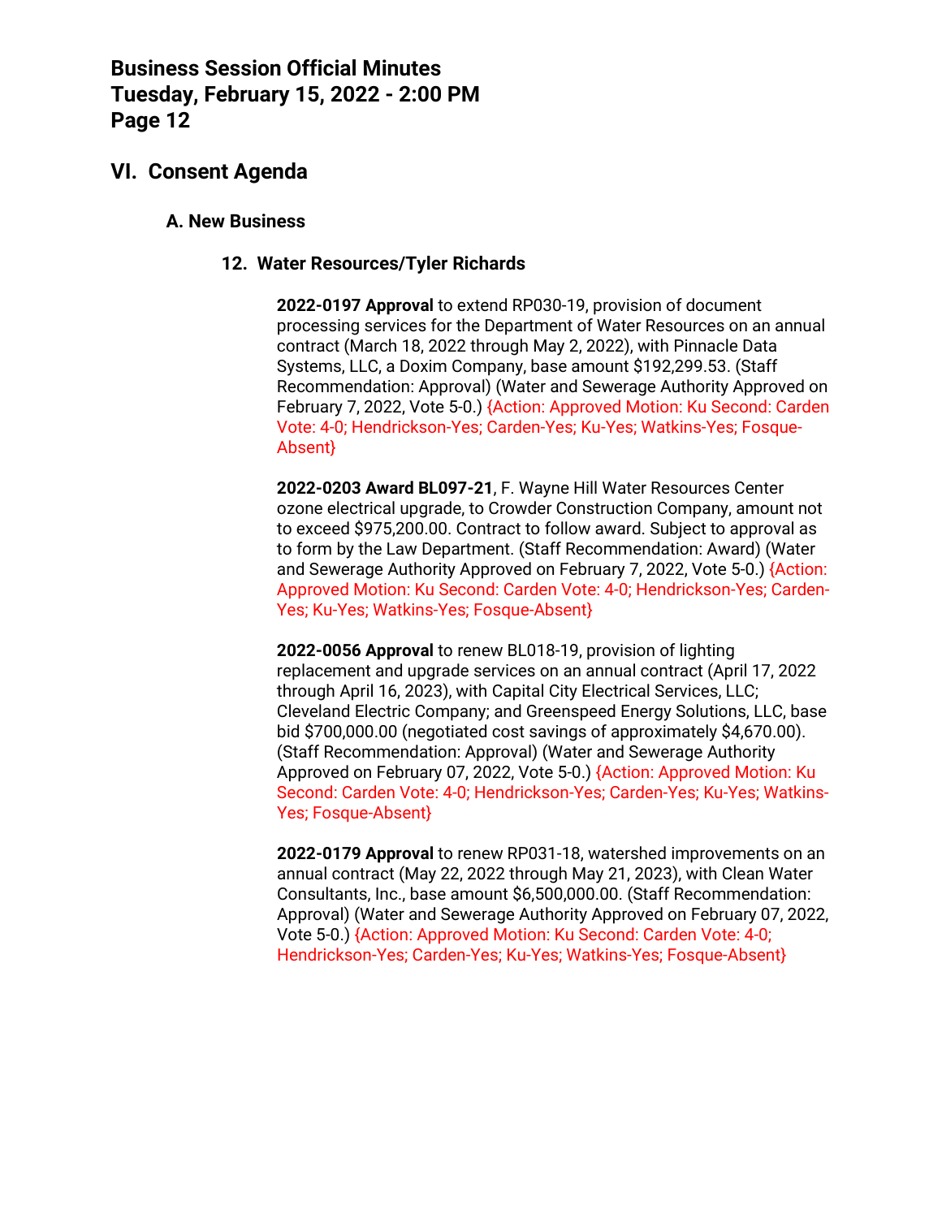# VI. Consent Agenda

## A. New Business

### 12. Water Resources/Tyler Richards

**2022-0197 Approval** to extend RP030-19, provision of document processing services for the Department of Water Resources on an annual contract (March 18, 2022 through May 2, 2022), with Pinnacle Data Systems, LLC, a Doxim Company, base amount $192,299.53. (Staff Recommendation: Approval) (Water and Sewerage Authority Approved on February 7, 2022, Vote 5-0.) {Action: Approved Motion: Ku Second: Carden Vote: 4-0; Hendrickson-Yes; Carden-Yes; Ku-Yes; Watkins-Yes; Fosque-Absent}

**2022-0203 Award BL097-21**, F. Wayne Hill Water Resources Center ozone electrical upgrade, to Crowder Construction Company, amount not to exceed $975,200.00. Contract to follow award. Subject to approval as to form by the Law Department. (Staff Recommendation: Award) (Water and Sewerage Authority Approved on February 7, 2022, Vote 5-0.) {Action: Approved Motion: Ku Second: Carden Vote: 4-0; Hendrickson-Yes; Carden-Yes; Ku-Yes; Watkins-Yes; Fosque-Absent}

**2022-0056 Approval** to renew BL018-19, provision of lighting replacement and upgrade services on an annual contract (April 17, 2022 through April 16, 2023), with Capital City Electrical Services, LLC; Cleveland Electric Company; and Greenspeed Energy Solutions, LLC, base bid $700,000.00 (negotiated cost savings of approximately $4,670.00). (Staff Recommendation: Approval) (Water and Sewerage Authority Approved on February 07, 2022, Vote 5-0.) {Action: Approved Motion: Ku Second: Carden Vote: 4-0; Hendrickson-Yes; Carden-Yes; Ku-Yes; Watkins-Yes; Fosque-Absent}

**2022-0179 Approval** to renew RP031-18, watershed improvements on an annual contract (May 22, 2022 through May 21, 2023), with Clean Water Consultants, Inc., base amount $6,500,000.00. (Staff Recommendation: Approval) (Water and Sewerage Authority Approved on February 07, 2022, Vote 5-0.) {Action: Approved Motion: Ku Second: Carden Vote: 4-0; Hendrickson-Yes; Carden-Yes; Ku-Yes; Watkins-Yes; Fosque-Absent}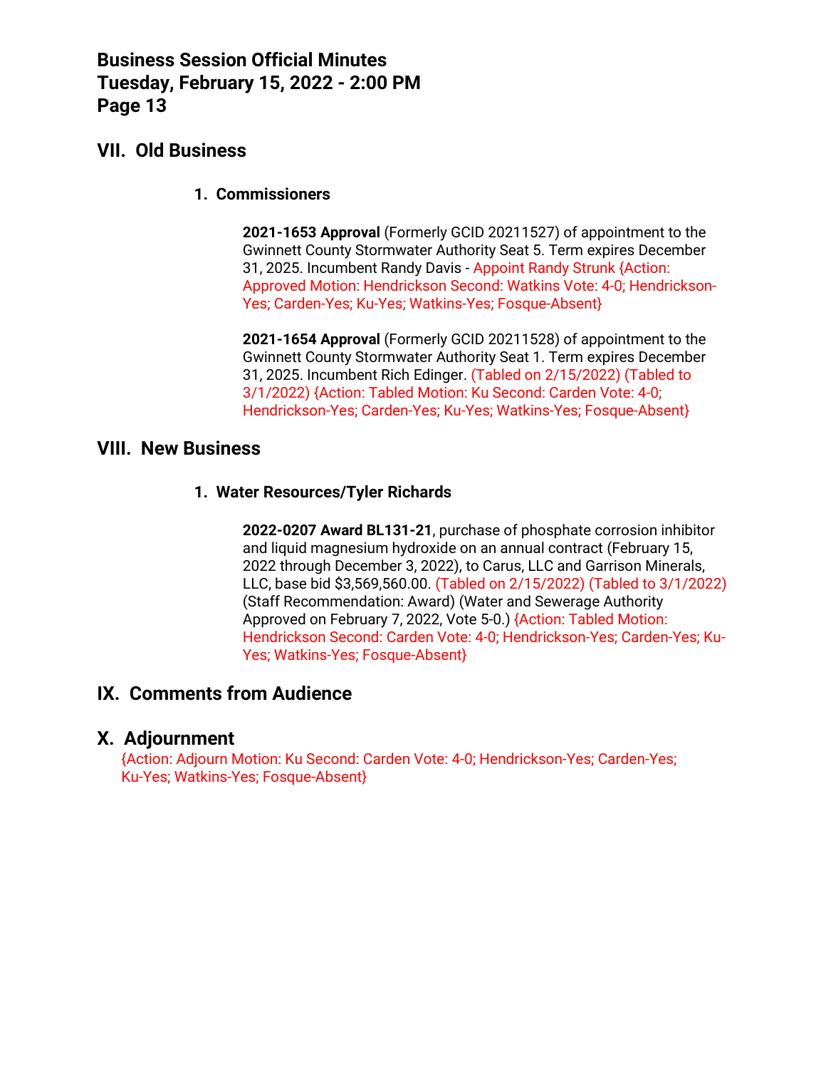## VII. Old Business

### 1. Commissioners

**2021-1653 Approval** (Formerly GCID 20211527) of appointment to the Gwinnett County Stormwater Authority Seat 5. Term expires December 31, 2025. Incumbent Randy Davis - Appoint Randy Strunk {Action: Approved Motion: Hendrickson Second: Watkins Vote: 4-0; Hendrickson-Yes; Carden-Yes; Ku-Yes; Watkins-Yes; Fosque-Absent}

**2021-1654 Approval** (Formerly GCID 20211528) of appointment to the Gwinnett County Stormwater Authority Seat 1. Term expires December 31, 2025. Incumbent Rich Edinger. (Tabled on 2/15/2022) (Tabled to 3/1/2022) {Action: Tabled Motion: Ku Second: Carden Vote: 4-0; Hendrickson-Yes; Carden-Yes; Ku-Yes; Watkins-Yes; Fosque-Absent}

## VIII. New Business

### 1. Water Resources/Tyler Richards

**2022-0207 Award BL131-21**, purchase of phosphate corrosion inhibitor and liquid magnesium hydroxide on an annual contract (February 15, 2022 through December 3, 2022), to Carus, LLC and Garrison Minerals, LLC, base bid $3,569,560.00. (Tabled on 2/15/2022) (Tabled to 3/1/2022) (Staff Recommendation: Award) (Water and Sewerage Authority Approved on February 7, 2022, Vote 5-0.) {Action: Tabled Motion: Hendrickson Second: Carden Vote: 4-0; Hendrickson-Yes; Carden-Yes; Ku-Yes; Watkins-Yes; Fosque-Absent}

## IX. Comments from Audience

## X. Adjournment

{Action: Adjourn Motion: Ku Second: Carden Vote: 4-0; Hendrickson-Yes; Carden-Yes; Ku-Yes; Watkins-Yes; Fosque-Absent}